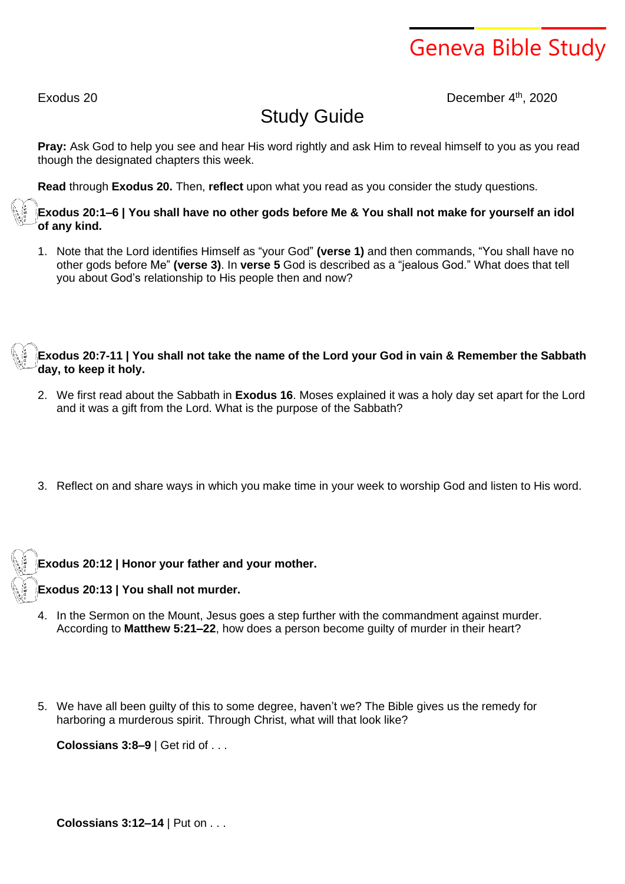# Geneva Bible Study

Exodus 20 December 4th, 2020

## Study Guide

**Pray:** Ask God to help you see and hear His word rightly and ask Him to reveal himself to you as you read though the designated chapters this week.

**Read** through **Exodus 20.** Then, **reflect** upon what you read as you consider the study questions.

### Exodus 20:1–6 | You shall have no other gods before Me & You shall not make for yourself an idol of any kind.

1. Note that the Lord identifies Himself as "your God" **(verse 1)** and then commands, "You shall have no other gods before Me" **(verse 3)**. In **verse 5** God is described as a "jealous God." What does that tell you about God's relationship to His people then and now?

### Exodus 20:7-11 | You shall not take the name of the Lord your God in vain & Remember the Sabbath day, to keep it holy.

2. We first read about the Sabbath in **Exodus 16**. Moses explained it was a holy day set apart for the Lord and it was a gift from the Lord. What is the purpose of the Sabbath?

3. Reflect on and share ways in which you make time in your week to worship God and listen to His word.

### Exodus 20:12 | Honor your father and your mother.

### Exodus 20:13 | You shall not murder.

4. In the Sermon on the Mount, Jesus goes a step further with the commandment against murder. According to **Matthew 5:21–22**, how does a person become guilty of murder in their heart?

5. We have all been guilty of this to some degree, haven't we? The Bible gives us the remedy for harboring a murderous spirit. Through Christ, what will that look like?

   **Colossians 3:8–9** | Get rid of . . .

   **Colossians 3:12–14** | Put on . . .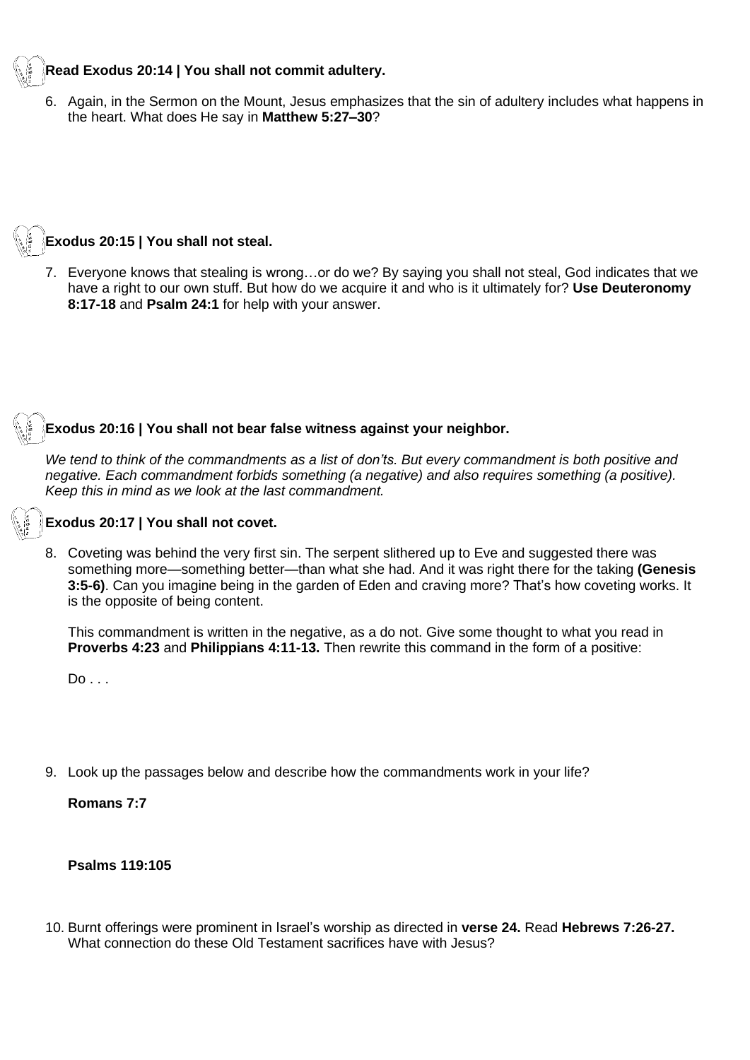**Read Exodus 20:14 | You shall not commit adultery.**

6. Again, in the Sermon on the Mount, Jesus emphasizes that the sin of adultery includes what happens in the heart. What does He say in **Matthew 5:27–30**?

**Exodus 20:15 | You shall not steal.**

7. Everyone knows that stealing is wrong…or do we? By saying you shall not steal, God indicates that we have a right to our own stuff. But how do we acquire it and who is it ultimately for? **Use Deuteronomy 8:17-18** and **Psalm 24:1** for help with your answer.

**Exodus 20:16 | You shall not bear false witness against your neighbor.**

*We tend to think of the commandments as a list of don'ts. But every commandment is both positive and negative. Each commandment forbids something (a negative) and also requires something (a positive). Keep this in mind as we look at the last commandment.*

**Exodus 20:17 | You shall not covet.**

8. Coveting was behind the very first sin. The serpent slithered up to Eve and suggested there was something more—something better—than what she had. And it was right there for the taking **(Genesis 3:5-6)**. Can you imagine being in the garden of Eden and craving more? That's how coveting works. It is the opposite of being content.

   This commandment is written in the negative, as a do not. Give some thought to what you read in **Proverbs 4:23** and **Philippians 4:11-13.** Then rewrite this command in the form of a positive:

   Do . . .

9. Look up the passages below and describe how the commandments work in your life?

   **Romans 7:7**

   **Psalms 119:105**

10. Burnt offerings were prominent in Israel's worship as directed in **verse 24.** Read **Hebrews 7:26-27.** What connection do these Old Testament sacrifices have with Jesus?